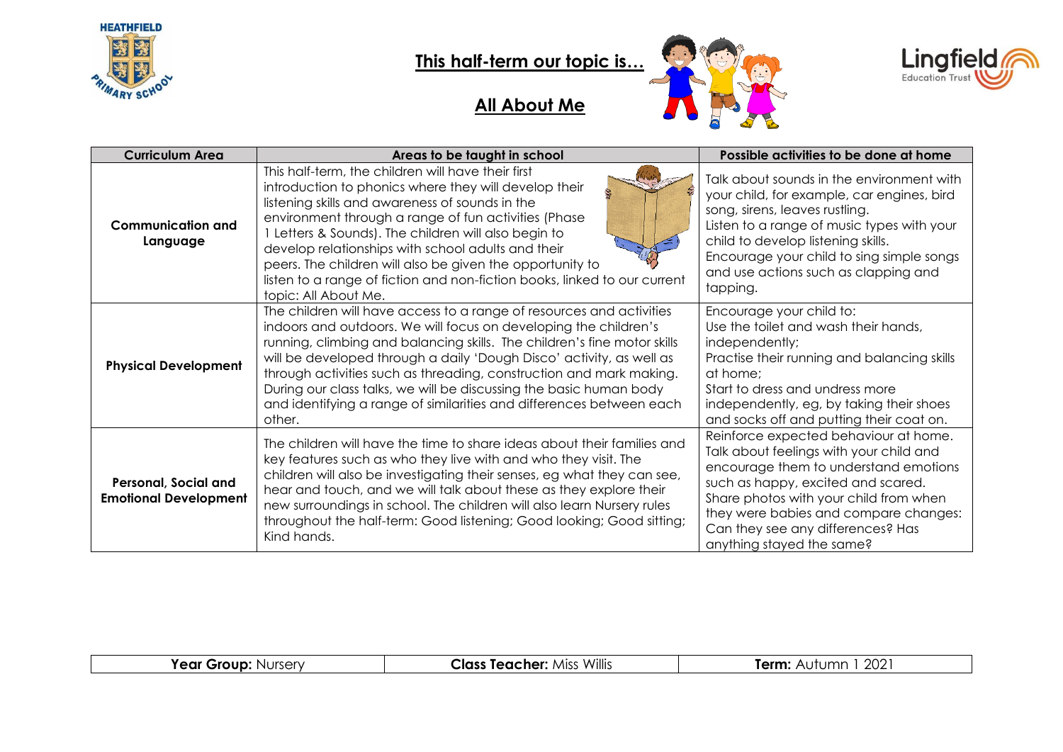# This half-term our topic is…

## All About Me

| Curriculum Area | Areas to be taught in school | Possible activities to be done at home |
|---|---|---|
| **Communication and Language** | This half-term, the children will have their first introduction to phonics where they will develop their listening skills and awareness of sounds in the environment through a range of fun activities (Phase 1 Letters & Sounds). The children will also begin to develop relationships with school adults and their peers. The children will also be given the opportunity to listen to a range of fiction and non-fiction books, linked to our current topic: All About Me. | Talk about sounds in the environment with your child, for example, car engines, bird song, sirens, leaves rustling. Listen to a range of music types with your child to develop listening skills. Encourage your child to sing simple songs and use actions such as clapping and tapping. |
| **Physical Development** | The children will have access to a range of resources and activities indoors and outdoors. We will focus on developing the children's running, climbing and balancing skills. The children's fine motor skills will be developed through a daily 'Dough Disco' activity, as well as through activities such as threading, construction and mark making. During our class talks, we will be discussing the basic human body and identifying a range of similarities and differences between each other. | Encourage your child to: Use the toilet and wash their hands, independently; Practise their running and balancing skills at home; Start to dress and undress more independently, eg, by taking their shoes and socks off and putting their coat on. |
| **Personal, Social and Emotional Development** | The children will have the time to share ideas about their families and key features such as who they live with and who they visit. The children will also be investigating their senses, eg what they can see, hear and touch, and we will talk about these as they explore their new surroundings in school. The children will also learn Nursery rules throughout the half-term: Good listening; Good looking; Good sitting; Kind hands. | Reinforce expected behaviour at home. Talk about feelings with your child and encourage them to understand emotions such as happy, excited and scared. Share photos with your child from when they were babies and compare changes: Can they see any differences? Has anything stayed the same? |

| **Year Group:** Nursery | **Class Teacher:** Miss Willis | **Term:** Autumn 1 2021 |
|---|---|---|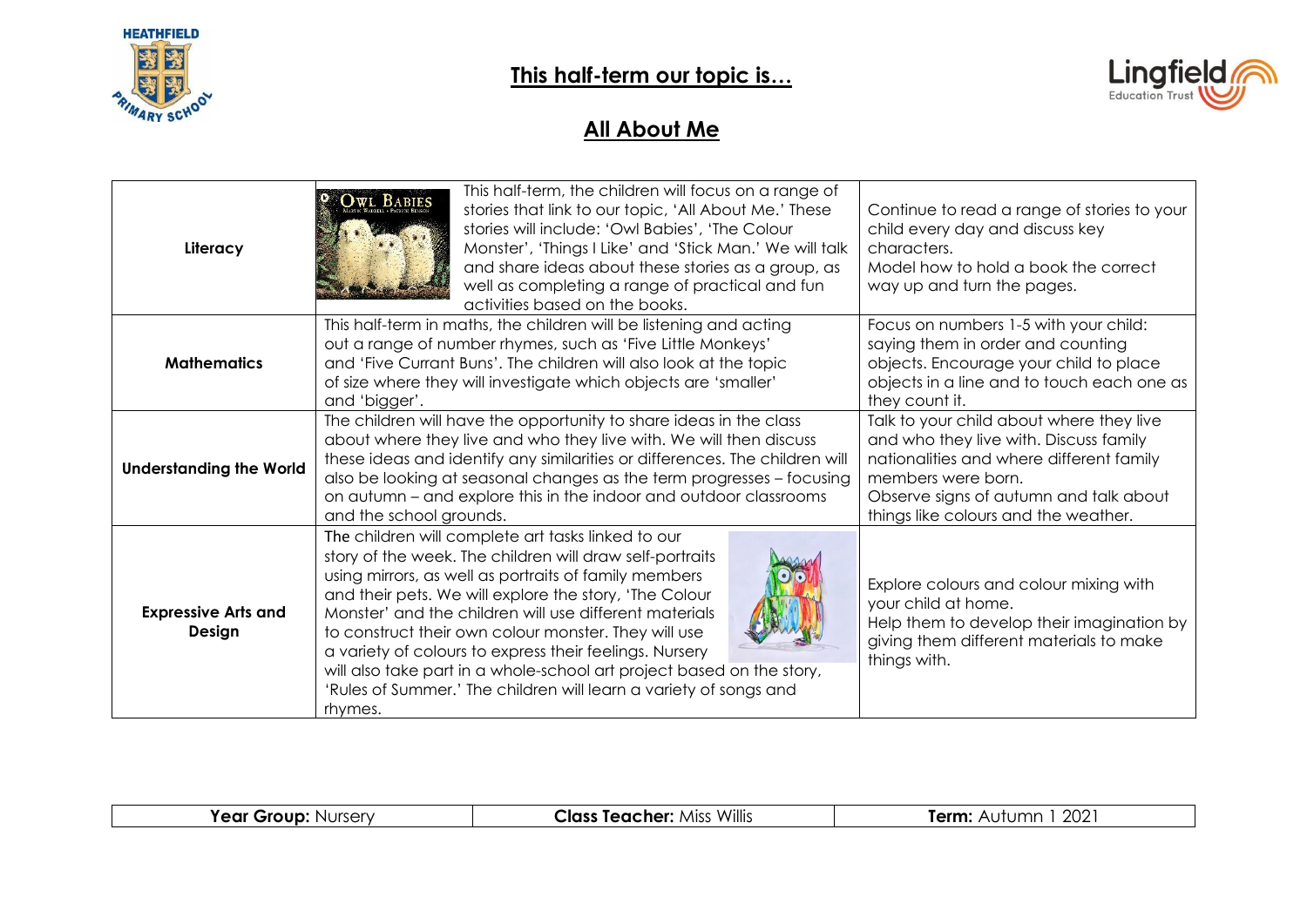HEATHFIELD PRIMARY SCHOOL

Lingfield Education Trust

## This half-term our topic is…

## All About Me

| | | |
|---|---|---|
| **Literacy** | This half-term, the children will focus on a range of stories that link to our topic, 'All About Me.' These stories will include: 'Owl Babies', 'The Colour Monster', 'Things I Like' and 'Stick Man.' We will talk and share ideas about these stories as a group, as well as completing a range of practical and fun activities based on the books. | Continue to read a range of stories to your child every day and discuss key characters. Model how to hold a book the correct way up and turn the pages. |
| **Mathematics** | This half-term in maths, the children will be listening and acting out a range of number rhymes, such as 'Five Little Monkeys' and 'Five Currant Buns'. The children will also look at the topic of size where they will investigate which objects are 'smaller' and 'bigger'. | Focus on numbers 1-5 with your child: saying them in order and counting objects. Encourage your child to place objects in a line and to touch each one as they count it. |
| **Understanding the World** | The children will have the opportunity to share ideas in the class about where they live and who they live with. We will then discuss these ideas and identify any similarities or differences. The children will also be looking at seasonal changes as the term progresses – focusing on autumn – and explore this in the indoor and outdoor classrooms and the school grounds. | Talk to your child about where they live and who they live with. Discuss family nationalities and where different family members were born. Observe signs of autumn and talk about things like colours and the weather. |
| **Expressive Arts and Design** | The children will complete art tasks linked to our story of the week. The children will draw self-portraits using mirrors, as well as portraits of family members and their pets. We will explore the story, 'The Colour Monster' and the children will use different materials to construct their own colour monster. They will use a variety of colours to express their feelings. Nursery will also take part in a whole-school art project based on the story, 'Rules of Summer.' The children will learn a variety of songs and rhymes. | Explore colours and colour mixing with your child at home. Help them to develop their imagination by giving them different materials to make things with. |

| **Year Group:** Nursery | **Class Teacher:** Miss Willis | **Term:** Autumn 1 2021 |
|---|---|---|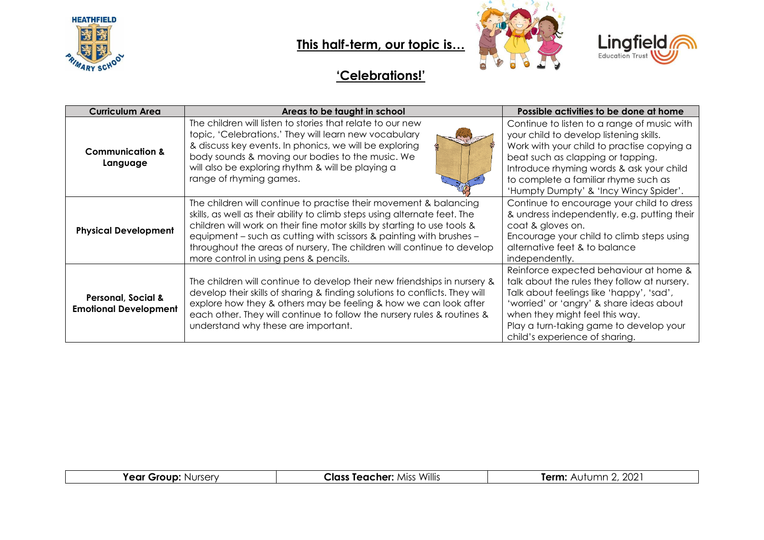## This half-term, our topic is…

## 'Celebrations!'

| Curriculum Area | Areas to be taught in school | Possible activities to be done at home |
| --- | --- | --- |
| **Communication & Language** | The children will listen to stories that relate to our new topic, 'Celebrations.' They will learn new vocabulary & discuss key events. In phonics, we will be exploring body sounds & moving our bodies to the music. We will also be exploring rhythm & will be playing a range of rhyming games. | Continue to listen to a range of music with your child to develop listening skills. Work with your child to practise copying a beat such as clapping or tapping. Introduce rhyming words & ask your child to complete a familiar rhyme such as 'Humpty Dumpty' & 'Incy Wincy Spider'. |
| **Physical Development** | The children will continue to practise their movement & balancing skills, as well as their ability to climb steps using alternate feet. The children will work on their fine motor skills by starting to use tools & equipment – such as cutting with scissors & painting with brushes – throughout the areas of nursery, The children will continue to develop more control in using pens & pencils. | Continue to encourage your child to dress & undress independently, e.g. putting their coat & gloves on. Encourage your child to climb steps using alternative feet & to balance independently. |
| **Personal, Social & Emotional Development** | The children will continue to develop their new friendships in nursery & develop their skills of sharing & finding solutions to conflicts. They will explore how they & others may be feeling & how we can look after each other. They will continue to follow the nursery rules & routines & understand why these are important. | Reinforce expected behaviour at home & talk about the rules they follow at nursery. Talk about feelings like 'happy', 'sad', 'worried' or 'angry' & share ideas about when they might feel this way. Play a turn-taking game to develop your child's experience of sharing. |

| **Year Group:** Nursery | **Class Teacher:** Miss Willis | **Term:** Autumn 2, 2021 |
| --- | --- | --- |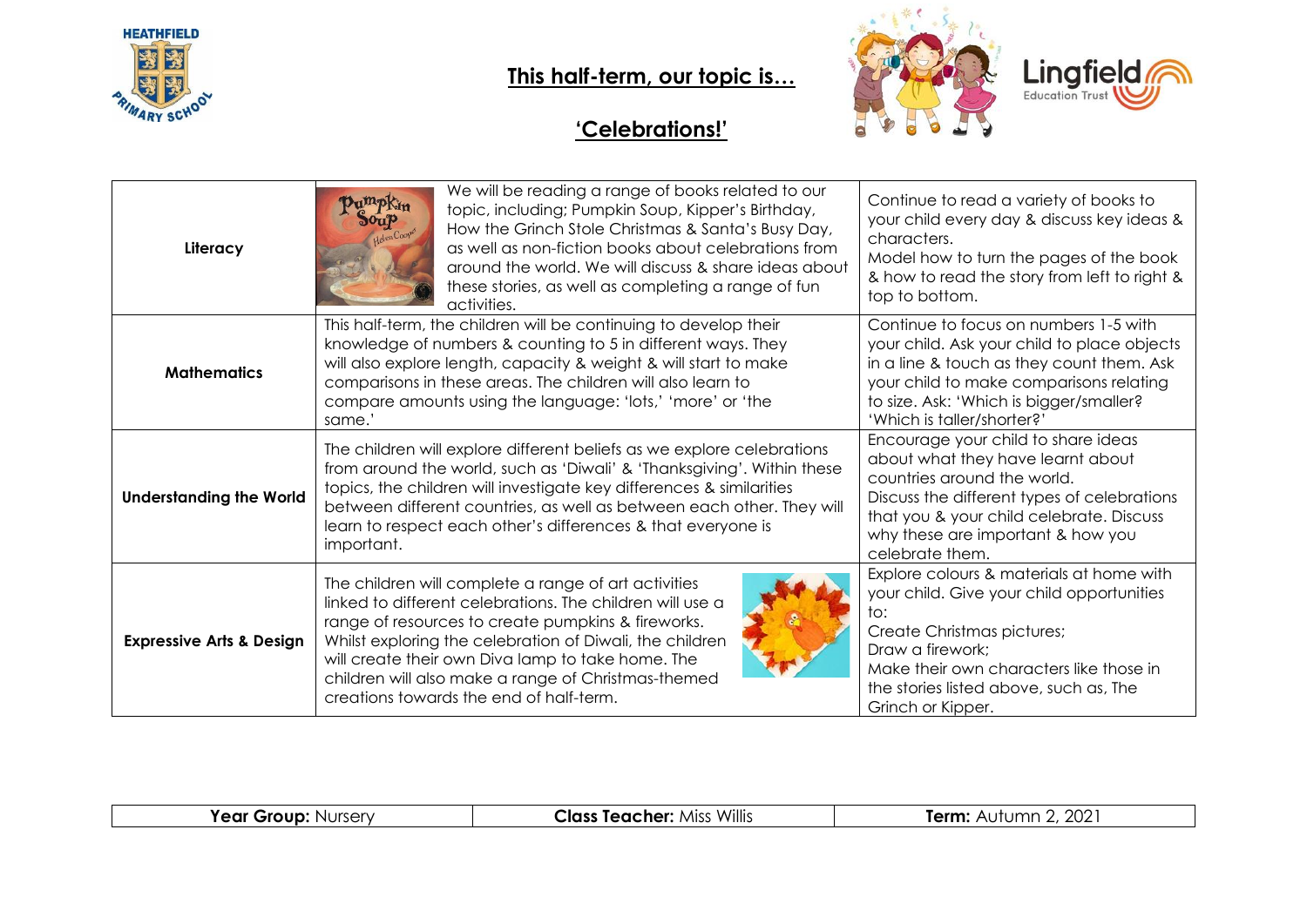## This half-term, our topic is…

## 'Celebrations!'

| | | |
|---|---|---|
| **Literacy** | We will be reading a range of books related to our topic, including; Pumpkin Soup, Kipper's Birthday, How the Grinch Stole Christmas & Santa's Busy Day, as well as non-fiction books about celebrations from around the world. We will discuss & share ideas about these stories, as well as completing a range of fun activities. | Continue to read a variety of books to your child every day & discuss key ideas & characters. Model how to turn the pages of the book & how to read the story from left to right & top to bottom. |
| **Mathematics** | This half-term, the children will be continuing to develop their knowledge of numbers & counting to 5 in different ways. They will also explore length, capacity & weight & will start to make comparisons in these areas. The children will also learn to compare amounts using the language: 'lots,' 'more' or 'the same.' | Continue to focus on numbers 1-5 with your child. Ask your child to place objects in a line & touch as they count them. Ask your child to make comparisons relating to size. Ask: 'Which is bigger/smaller? 'Which is taller/shorter?' |
| **Understanding the World** | The children will explore different beliefs as we explore celebrations from around the world, such as 'Diwali' & 'Thanksgiving'. Within these topics, the children will investigate key differences & similarities between different countries, as well as between each other. They will learn to respect each other's differences & that everyone is important. | Encourage your child to share ideas about what they have learnt about countries around the world. Discuss the different types of celebrations that you & your child celebrate. Discuss why these are important & how you celebrate them. |
| **Expressive Arts & Design** | The children will complete a range of art activities linked to different celebrations. The children will use a range of resources to create pumpkins & fireworks. Whilst exploring the celebration of Diwali, the children will create their own Diva lamp to take home. The children will also make a range of Christmas-themed creations towards the end of half-term. | Explore colours & materials at home with your child. Give your child opportunities to: Create Christmas pictures; Draw a firework; Make their own characters like those in the stories listed above, such as, The Grinch or Kipper. |

| | | |
|---|---|---|
| **Year Group:** Nursery | **Class Teacher:** Miss Willis | **Term:** Autumn 2, 2021 |